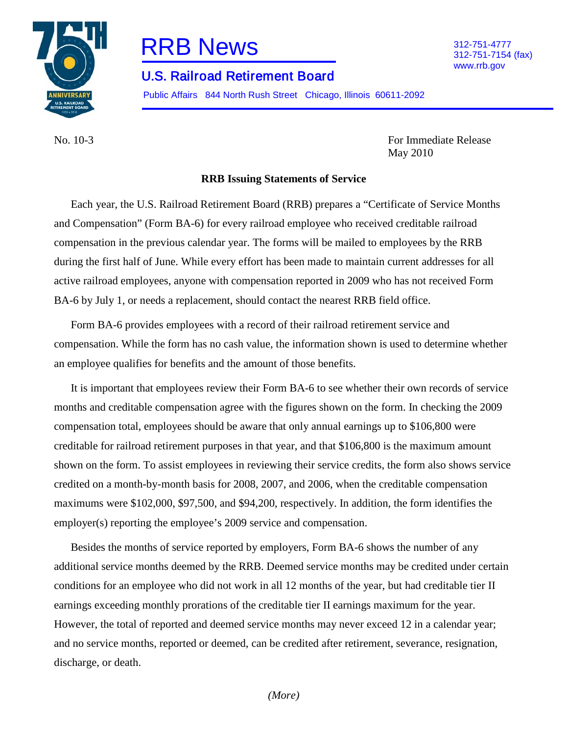# RRB News

## U.S. Railroad Retirement Board

Public Affairs 844 North Rush Street Chicago, Illinois 60611-2092

312-751-4777
312-751-7154 (fax)
www.rrb.gov

No. 10-3

For Immediate Release
May 2010

**RRB Issuing Statements of Service**

Each year, the U.S. Railroad Retirement Board (RRB) prepares a "Certificate of Service Months and Compensation" (Form BA-6) for every railroad employee who received creditable railroad compensation in the previous calendar year. The forms will be mailed to employees by the RRB during the first half of June. While every effort has been made to maintain current addresses for all active railroad employees, anyone with compensation reported in 2009 who has not received Form BA-6 by July 1, or needs a replacement, should contact the nearest RRB field office.

Form BA-6 provides employees with a record of their railroad retirement service and compensation. While the form has no cash value, the information shown is used to determine whether an employee qualifies for benefits and the amount of those benefits.

It is important that employees review their Form BA-6 to see whether their own records of service months and creditable compensation agree with the figures shown on the form. In checking the 2009 compensation total, employees should be aware that only annual earnings up to $106,800 were creditable for railroad retirement purposes in that year, and that $106,800 is the maximum amount shown on the form. To assist employees in reviewing their service credits, the form also shows service credited on a month-by-month basis for 2008, 2007, and 2006, when the creditable compensation maximums were $102,000, $97,500, and $94,200, respectively. In addition, the form identifies the employer(s) reporting the employee's 2009 service and compensation.

Besides the months of service reported by employers, Form BA-6 shows the number of any additional service months deemed by the RRB. Deemed service months may be credited under certain conditions for an employee who did not work in all 12 months of the year, but had creditable tier II earnings exceeding monthly prorations of the creditable tier II earnings maximum for the year. However, the total of reported and deemed service months may never exceed 12 in a calendar year; and no service months, reported or deemed, can be credited after retirement, severance, resignation, discharge, or death.

*(More)*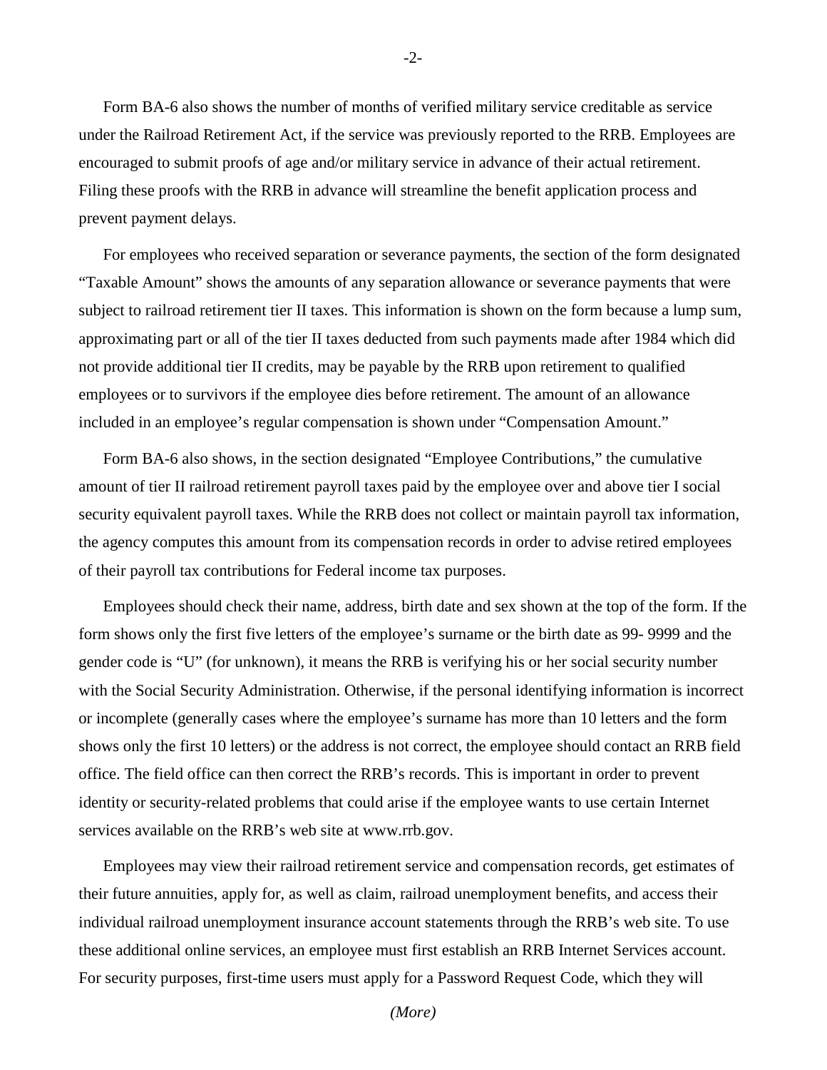Form BA-6 also shows the number of months of verified military service creditable as service under the Railroad Retirement Act, if the service was previously reported to the RRB. Employees are encouraged to submit proofs of age and/or military service in advance of their actual retirement. Filing these proofs with the RRB in advance will streamline the benefit application process and prevent payment delays.

For employees who received separation or severance payments, the section of the form designated "Taxable Amount" shows the amounts of any separation allowance or severance payments that were subject to railroad retirement tier II taxes. This information is shown on the form because a lump sum, approximating part or all of the tier II taxes deducted from such payments made after 1984 which did not provide additional tier II credits, may be payable by the RRB upon retirement to qualified employees or to survivors if the employee dies before retirement. The amount of an allowance included in an employee's regular compensation is shown under "Compensation Amount."

Form BA-6 also shows, in the section designated "Employee Contributions," the cumulative amount of tier II railroad retirement payroll taxes paid by the employee over and above tier I social security equivalent payroll taxes. While the RRB does not collect or maintain payroll tax information, the agency computes this amount from its compensation records in order to advise retired employees of their payroll tax contributions for Federal income tax purposes.

Employees should check their name, address, birth date and sex shown at the top of the form. If the form shows only the first five letters of the employee's surname or the birth date as 99- 9999 and the gender code is "U" (for unknown), it means the RRB is verifying his or her social security number with the Social Security Administration. Otherwise, if the personal identifying information is incorrect or incomplete (generally cases where the employee's surname has more than 10 letters and the form shows only the first 10 letters) or the address is not correct, the employee should contact an RRB field office. The field office can then correct the RRB's records. This is important in order to prevent identity or security-related problems that could arise if the employee wants to use certain Internet services available on the RRB's web site at www.rrb.gov.

Employees may view their railroad retirement service and compensation records, get estimates of their future annuities, apply for, as well as claim, railroad unemployment benefits, and access their individual railroad unemployment insurance account statements through the RRB's web site. To use these additional online services, an employee must first establish an RRB Internet Services account. For security purposes, first-time users must apply for a Password Request Code, which they will

*(More)*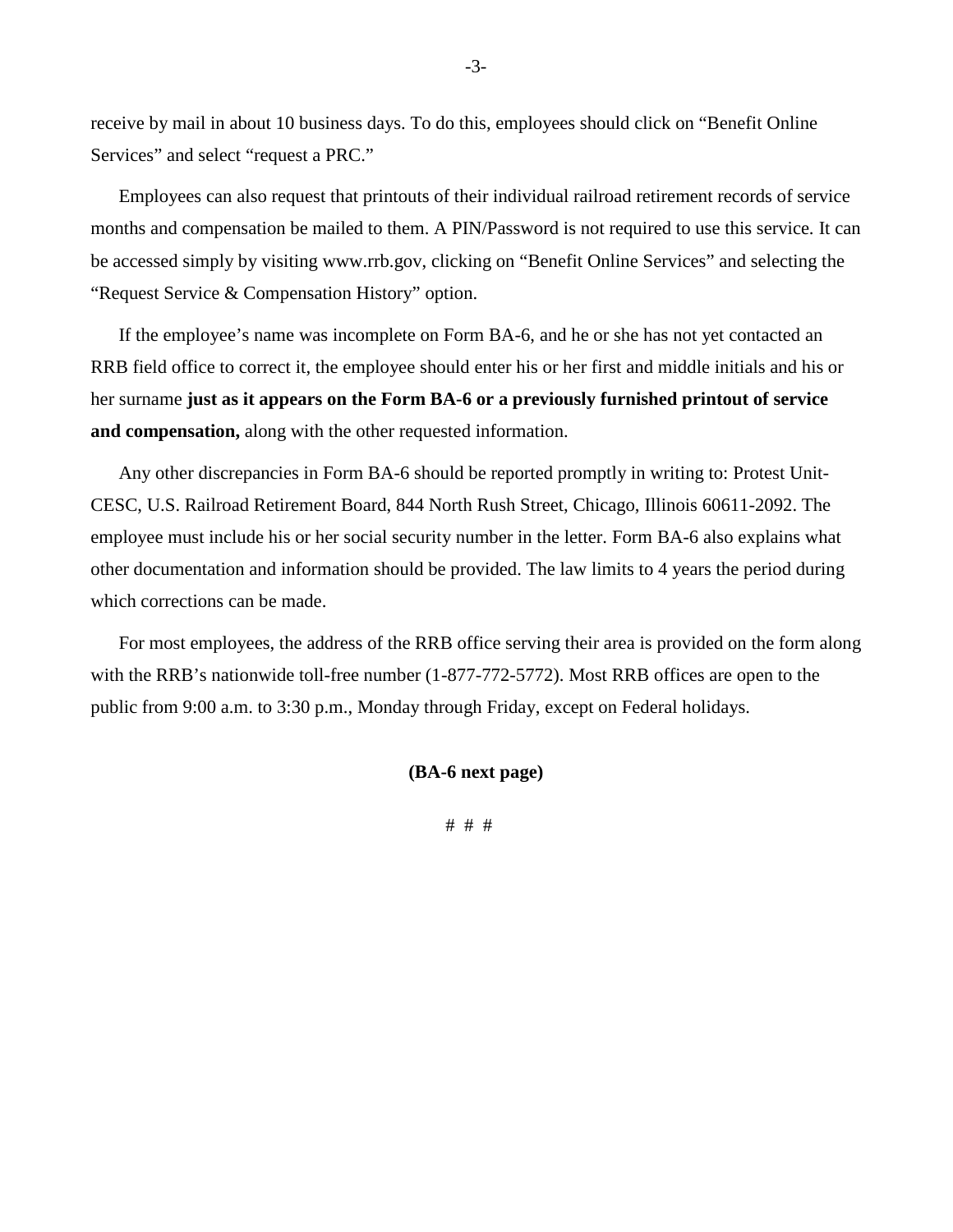receive by mail in about 10 business days. To do this, employees should click on “Benefit Online Services” and select “request a PRC.”

Employees can also request that printouts of their individual railroad retirement records of service months and compensation be mailed to them. A PIN/Password is not required to use this service. It can be accessed simply by visiting www.rrb.gov, clicking on “Benefit Online Services” and selecting the “Request Service & Compensation History” option.

If the employee’s name was incomplete on Form BA-6, and he or she has not yet contacted an RRB field office to correct it, the employee should enter his or her first and middle initials and his or her surname **just as it appears on the Form BA-6 or a previously furnished printout of service and compensation,** along with the other requested information.

Any other discrepancies in Form BA-6 should be reported promptly in writing to: Protest Unit-CESC, U.S. Railroad Retirement Board, 844 North Rush Street, Chicago, Illinois 60611-2092. The employee must include his or her social security number in the letter. Form BA-6 also explains what other documentation and information should be provided. The law limits to 4 years the period during which corrections can be made.

For most employees, the address of the RRB office serving their area is provided on the form along with the RRB’s nationwide toll-free number (1-877-772-5772). Most RRB offices are open to the public from 9:00 a.m. to 3:30 p.m., Monday through Friday, except on Federal holidays.

**(BA-6 next page)**

# # #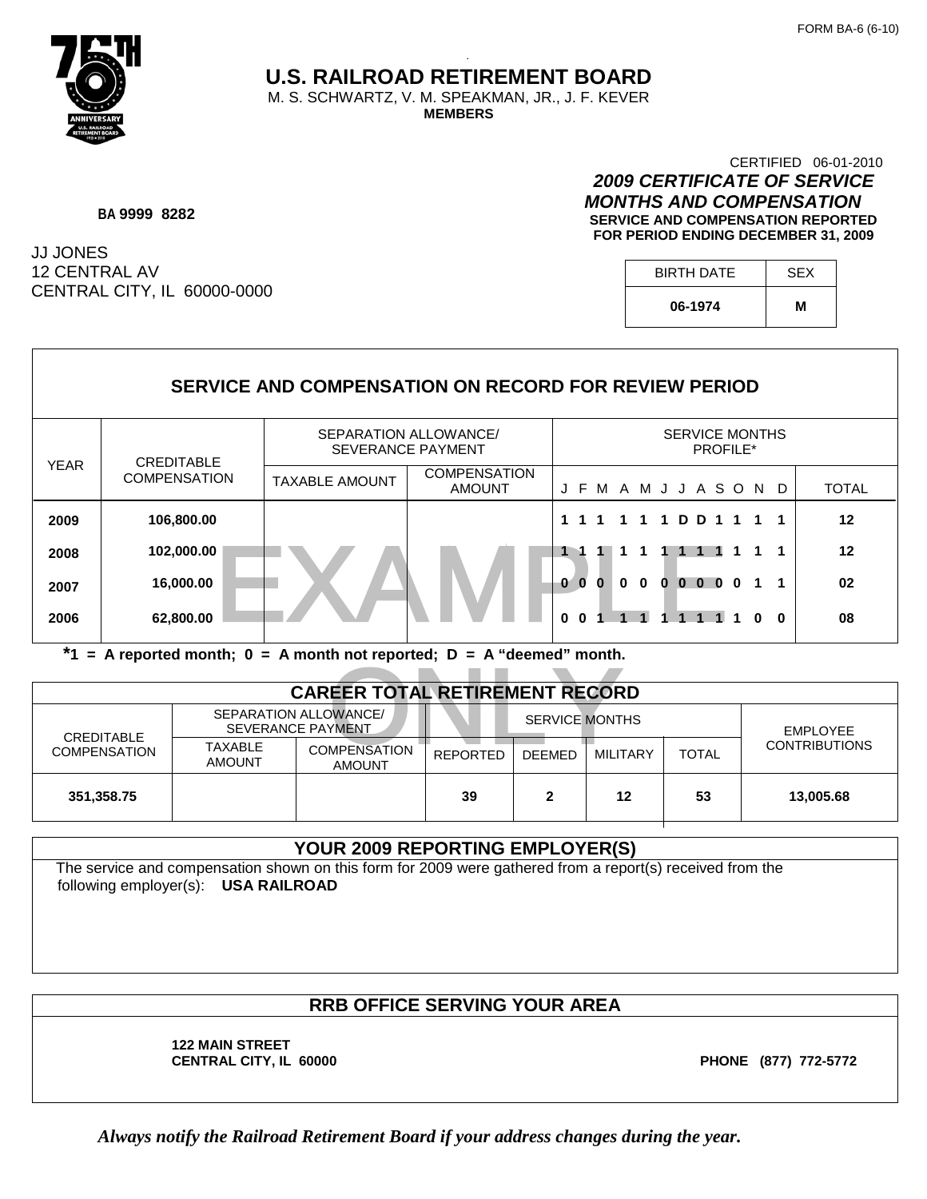FORM BA-6 (6-10)

# U.S. RAILROAD RETIREMENT BOARD

M. S. SCHWARTZ, V. M. SPEAKMAN, JR., J. F. KEVER
**MEMBERS**

CERTIFIED 06-01-2010

***2009 CERTIFICATE OF SERVICE MONTHS AND COMPENSATION***

**SERVICE AND COMPENSATION REPORTED FOR PERIOD ENDING DECEMBER 31, 2009**

**BA 9999 8282**

JJ JONES
12 CENTRAL AV
CENTRAL CITY, IL 60000-0000

| BIRTH DATE | SEX |
|---|---|
| **06-1974** | **M** |

## SERVICE AND COMPENSATION ON RECORD FOR REVIEW PERIOD

| YEAR | CREDITABLE COMPENSATION | SEPARATION ALLOWANCE/ SEVERANCE PAYMENT | | SERVICE MONTHS PROFILE* | |
|---|---|---|---|---|---|
| | | TAXABLE AMOUNT | COMPENSATION AMOUNT | J F M A M J J A S O N D | TOTAL |
| **2009** | **106,800.00** | | | **1 1 1 1 1 1 D D 1 1 1 1** | **12** |
| **2008** | **102,000.00** | | | **1 1 1 1 1 1 1 1 1 1 1 1** | **12** |
| **2007** | **16,000.00** | | | **0 0 0 0 0 0 0 0 0 0 1 1** | **02** |
| **2006** | **62,800.00** | | | **0 0 1 1 1 1 1 1 1 1 0 0** | **08** |

***1 = A reported month; 0 = A month not reported; D = A "deemed" month.**

## CAREER TOTAL RETIREMENT RECORD

| CREDITABLE COMPENSATION | SEPARATION ALLOWANCE/ SEVERANCE PAYMENT | | SERVICE MONTHS | | | | EMPLOYEE CONTRIBUTIONS |
|---|---|---|---|---|---|---|---|
| | TAXABLE AMOUNT | COMPENSATION AMOUNT | REPORTED | DEEMED | MILITARY | TOTAL | |
| **351,358.75** | | | **39** | **2** | **12** | **53** | **13,005.68** |

## YOUR 2009 REPORTING EMPLOYER(S)

The service and compensation shown on this form for 2009 were gathered from a report(s) received from the following employer(s): **USA RAILROAD**

## RRB OFFICE SERVING YOUR AREA

**122 MAIN STREET**
**CENTRAL CITY, IL 60000**

**PHONE (877) 772-5772**

***Always notify the Railroad Retirement Board if your address changes during the year.***